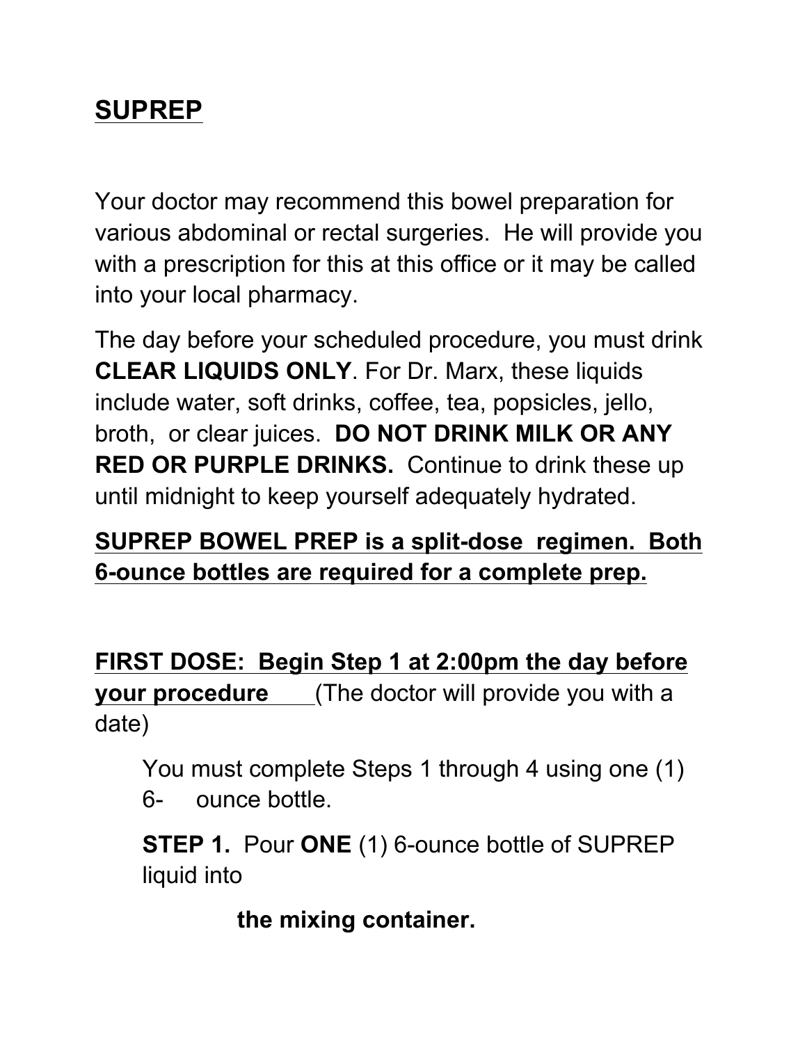## SUPREP

Your doctor may recommend this bowel preparation for various abdominal or rectal surgeries. He will provide you with a prescription for this at this office or it may be called into your local pharmacy.

The day before your scheduled procedure, you must drink **CLEAR LIQUIDS ONLY**. For Dr. Marx, these liquids include water, soft drinks, coffee, tea, popsicles, jello, broth, or clear juices. **DO NOT DRINK MILK OR ANY RED OR PURPLE DRINKS.** Continue to drink these up until midnight to keep yourself adequately hydrated.

**SUPREP BOWEL PREP is a split-dose regimen. Both 6-ounce bottles are required for a complete prep.**

**FIRST DOSE: Begin Step 1 at 2:00pm the day before your procedure** ______(The doctor will provide you with a date)

You must complete Steps 1 through 4 using one (1) 6- ounce bottle.

**STEP 1.** Pour **ONE** (1) 6-ounce bottle of SUPREP liquid into **the mixing container.**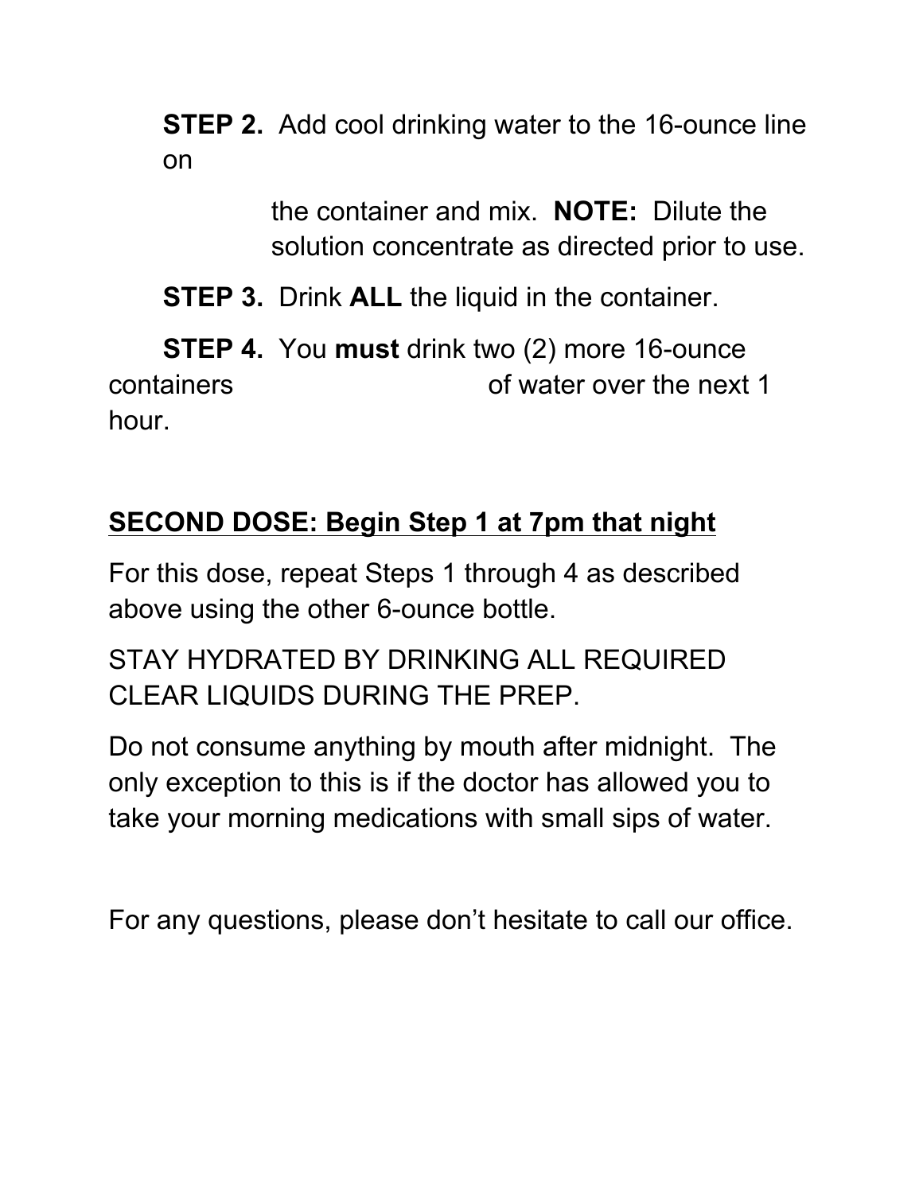**STEP 2.** Add cool drinking water to the 16-ounce line on the container and mix. **NOTE:** Dilute the solution concentrate as directed prior to use.

**STEP 3.** Drink **ALL** the liquid in the container.

**STEP 4.** You **must** drink two (2) more 16-ounce containers of water over the next 1 hour.

**<u>SECOND DOSE: Begin Step 1 at 7pm that night</u>**

For this dose, repeat Steps 1 through 4 as described above using the other 6-ounce bottle.

STAY HYDRATED BY DRINKING ALL REQUIRED CLEAR LIQUIDS DURING THE PREP.

Do not consume anything by mouth after midnight. The only exception to this is if the doctor has allowed you to take your morning medications with small sips of water.

For any questions, please don't hesitate to call our office.